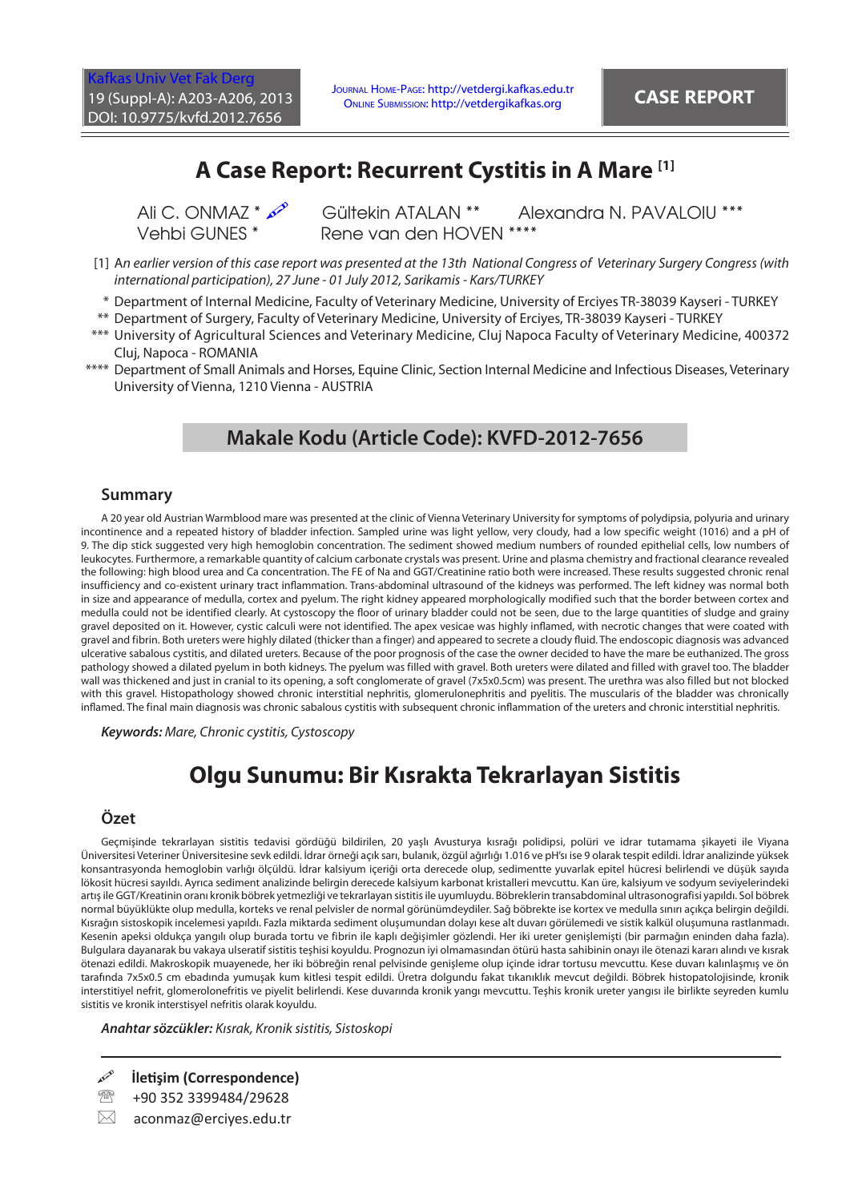# A Case Report: Recurrent Cystitis in A Mare [1]

Ali C. ONMAZ * Gültekin ATALAN ** Alexandra N. PAVALOIU ***
Vehbi GUNES * Rene van den HOVEN ****

[1] *An earlier version of this case report was presented at the 13th National Congress of Veterinary Surgery Congress (with international participation), 27 June - 01 July 2012, Sarikamis - Kars/TURKEY*

\* Department of Internal Medicine, Faculty of Veterinary Medicine, University of Erciyes TR-38039 Kayseri - TURKEY
** Department of Surgery, Faculty of Veterinary Medicine, University of Erciyes, TR-38039 Kayseri - TURKEY
*** University of Agricultural Sciences and Veterinary Medicine, Cluj Napoca Faculty of Veterinary Medicine, 400372 Cluj, Napoca - ROMANIA
**** Department of Small Animals and Horses, Equine Clinic, Section Internal Medicine and Infectious Diseases, Veterinary University of Vienna, 1210 Vienna - AUSTRIA

## Makale Kodu (Article Code): KVFD-2012-7656

### Summary

A 20 year old Austrian Warmblood mare was presented at the clinic of Vienna Veterinary University for symptoms of polydipsia, polyuria and urinary incontinence and a repeated history of bladder infection. Sampled urine was light yellow, very cloudy, had a low specific weight (1016) and a pH of 9. The dip stick suggested very high hemoglobin concentration. The sediment showed medium numbers of rounded epithelial cells, low numbers of leukocytes. Furthermore, a remarkable quantity of calcium carbonate crystals was present. Urine and plasma chemistry and fractional clearance revealed the following: high blood urea and Ca concentration. The FE of Na and GGT/Creatinine ratio both were increased. These results suggested chronic renal insufficiency and co-existent urinary tract inflammation. Trans-abdominal ultrasound of the kidneys was performed. The left kidney was normal both in size and appearance of medulla, cortex and pyelum. The right kidney appeared morphologically modified such that the border between cortex and medulla could not be identified clearly. At cystoscopy the floor of urinary bladder could not be seen, due to the large quantities of sludge and grainy gravel deposited on it. However, cystic calculi were not identified. The apex vesicae was highly inflamed, with necrotic changes that were coated with gravel and fibrin. Both ureters were highly dilated (thicker than a finger) and appeared to secrete a cloudy fluid. The endoscopic diagnosis was advanced ulcerative sabalous cystitis, and dilated ureters. Because of the poor prognosis of the case the owner decided to have the mare be euthanized. The gross pathology showed a dilated pyelum in both kidneys. The pyelum was filled with gravel. Both ureters were dilated and filled with gravel too. The bladder wall was thickened and just in cranial to its opening, a soft conglomerate of gravel (7x5x0.5cm) was present. The urethra was also filled but not blocked with this gravel. Histopathology showed chronic interstitial nephritis, glomerulonephritis and pyelitis. The muscularis of the bladder was chronically inflamed. The final main diagnosis was chronic sabalous cystitis with subsequent chronic inflammation of the ureters and chronic interstitial nephritis.

***Keywords:*** *Mare, Chronic cystitis, Cystoscopy*

# Olgu Sunumu: Bir Kısrakta Tekrarlayan Sistitis

### Özet

Geçmişinde tekrarlayan sistitis tedavisi gördüğü bildirilen, 20 yaşlı Avusturya kısrağı polidipsi, polüri ve idrar tutamama şikayeti ile Viyana Üniversitesi Veteriner Üniversitesine sevk edildi. İdrar örneği açık sarı, bulanık, özgül ağırlığı 1.016 ve pH'sı ise 9 olarak tespit edildi. İdrar analizinde yüksek konsantrasyonda hemoglobin varlığı ölçüldü. İdrar kalsiyum içeriği orta derecede olup, sedimentte yuvarlak epitel hücresi belirlendi ve düşük sayıda lökosit hücresi sayıldı. Ayrıca sediment analizinde belirgin derecede kalsiyum karbonat kristalleri mevcuttu. Kan üre, kalsiyum ve sodyum seviyelerindeki artış ile GGT/Kreatinin oranı kronik böbrek yetmezliği ve tekrarlayan sistitis ile uyumluydu. Böbreklerin transabdominal ultrasonografisi yapıldı. Sol böbrek normal büyüklükte olup medulla, korteks ve renal pelvisler de normal görünümdeydiler. Sağ böbrekte ise kortex ve medulla sınırı açıkça belirgin değildi. Kısrağın sistoskopik incelemesi yapıldı. Fazla miktarda sediment oluşumundan dolayı kese alt duvarı görülemedi ve sistik kalkül oluşumuna rastlanmadı. Kesenin apeksi oldukça yangılı olup burada tortu ve fibrin ile kaplı değişimler gözlendi. Her iki ureter genişlemişti (bir parmağın eninden daha fazla). Bulgulara dayanarak bu vakaya ulseratif sistitis teşhisi koyuldu. Prognozun iyi olmamasından ötürü hasta sahibinin onayı ile ötenazi kararı alındı ve kısrak ötenazi edildi. Makroskopik muayenede, her iki böbreğin renal pelvisinde genişleme olup içinde idrar tortusu mevcuttu. Kese duvarı kalınlaşmış ve ön tarafında 7x5x0.5 cm ebadında yumuşak kum kitlesi tespit edildi. Üretra dolgundu fakat tıkanıklık mevcut değildi. Böbrek histopatolojisinde, kronik interstitiyel nefrit, glomerulonefritis ve piyelit belirlendi. Kese duvarında kronik yangı mevcuttu. Teşhis kronik ureter yangısı ile birlikte seyreden kumlu sistitis ve kronik interstisyel nefritis olarak koyuldu.

***Anahtar sözcükler:*** *Kısrak, Kronik sistitis, Sistoskopi*

---

**İletişim (Correspondence)**

+90 352 3399484/29628

aconmaz@erciyes.edu.tr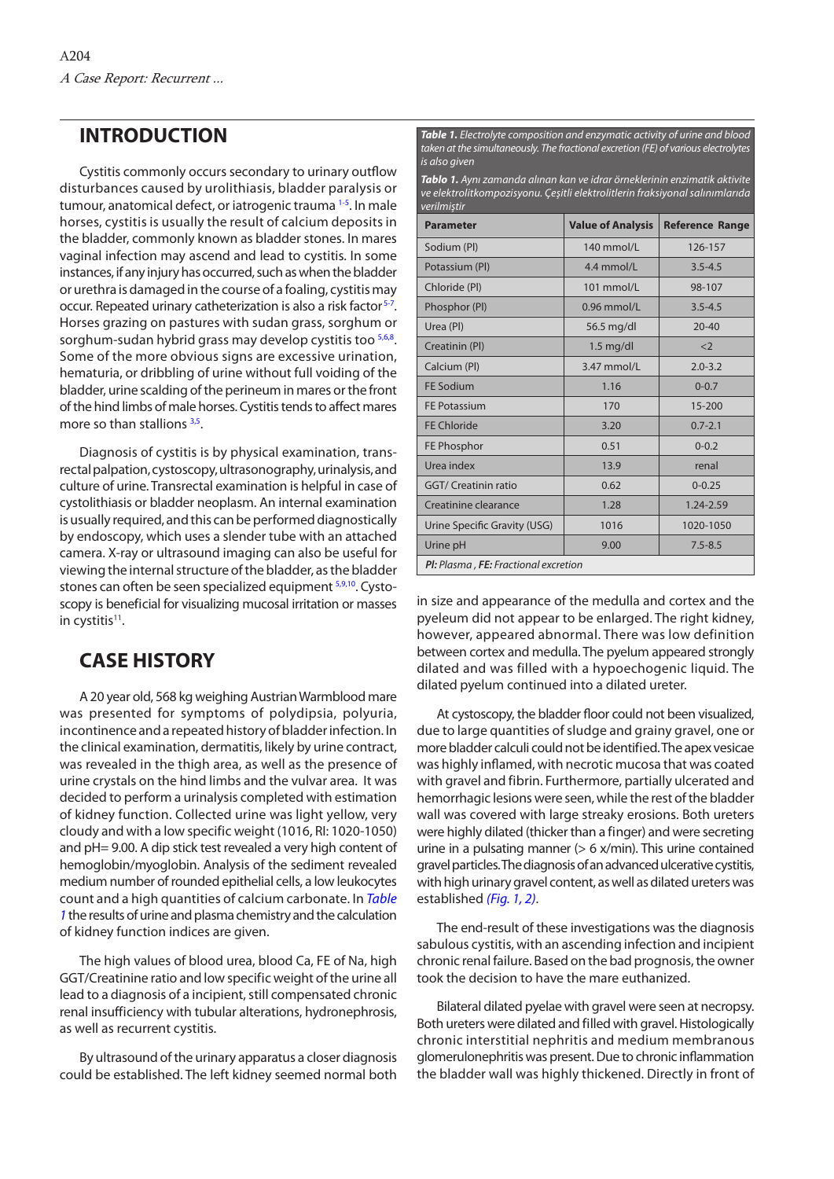## INTRODUCTION

Cystitis commonly occurs secondary to urinary outflow disturbances caused by urolithiasis, bladder paralysis or tumour, anatomical defect, or iatrogenic trauma [1-5]. In male horses, cystitis is usually the result of calcium deposits in the bladder, commonly known as bladder stones. In mares vaginal infection may ascend and lead to cystitis. In some instances, if any injury has occurred, such as when the bladder or urethra is damaged in the course of a foaling, cystitis may occur. Repeated urinary catheterization is also a risk factor [5-7]. Horses grazing on pastures with sudan grass, sorghum or sorghum-sudan hybrid grass may develop cystitis too [5,6,8]. Some of the more obvious signs are excessive urination, hematuria, or dribbling of urine without full voiding of the bladder, urine scalding of the perineum in mares or the front of the hind limbs of male horses. Cystitis tends to affect mares more so than stallions [3,5].

Diagnosis of cystitis is by physical examination, transrectal palpation, cystoscopy, ultrasonography, urinalysis, and culture of urine. Transrectal examination is helpful in case of cystolithiasis or bladder neoplasm. An internal examination is usually required, and this can be performed diagnostically by endoscopy, which uses a slender tube with an attached camera. X-ray or ultrasound imaging can also be useful for viewing the internal structure of the bladder, as the bladder stones can often be seen specialized equipment [5,9,10]. Cystoscopy is beneficial for visualizing mucosal irritation or masses in cystitis[11].

## CASE HISTORY

A 20 year old, 568 kg weighing Austrian Warmblood mare was presented for symptoms of polydipsia, polyuria, incontinence and a repeated history of bladder infection. In the clinical examination, dermatitis, likely by urine contract, was revealed in the thigh area, as well as the presence of urine crystals on the hind limbs and the vulvar area. It was decided to perform a urinalysis completed with estimation of kidney function. Collected urine was light yellow, very cloudy and with a low specific weight (1016, RI: 1020-1050) and pH= 9.00. A dip stick test revealed a very high content of hemoglobin/myoglobin. Analysis of the sediment revealed medium number of rounded epithelial cells, a low leukocytes count and a high quantities of calcium carbonate. In *Table 1* the results of urine and plasma chemistry and the calculation of kidney function indices are given.

The high values of blood urea, blood Ca, FE of Na, high GGT/Creatinine ratio and low specific weight of the urine all lead to a diagnosis of a incipient, still compensated chronic renal insufficiency with tubular alterations, hydronephrosis, as well as recurrent cystitis.

By ultrasound of the urinary apparatus a closer diagnosis could be established. The left kidney seemed normal both in size and appearance of the medulla and cortex and the pyeleum did not appear to be enlarged. The right kidney, however, appeared abnormal. There was low definition between cortex and medulla. The pyelum appeared strongly dilated and was filled with a hypoechogenic liquid. The dilated pyelum continued into a dilated ureter.

***Table 1.*** *Electrolyte composition and enzymatic activity of urine and blood taken at the simultaneously. The fractional excretion (FE) of various electrolytes is also given*

***Tablo 1.*** *Aynı zamanda alınan kan ve idrar örneklerinin enzimatik aktivite ve elektrolitkompozisyonu. Çeşitli elektrolitlerin fraksiyonal salınımlarıda verilmiştir*

| Parameter | Value of Analysis | Reference Range |
|---|---|---|
| Sodium (Pl) | 140 mmol/L | 126-157 |
| Potassium (Pl) | 4.4 mmol/L | 3.5-4.5 |
| Chloride (Pl) | 101 mmol/L | 98-107 |
| Phosphor (Pl) | 0.96 mmol/L | 3.5-4.5 |
| Urea (Pl) | 56.5 mg/dl | 20-40 |
| Creatinin (Pl) | 1.5 mg/dl | <2 |
| Calcium (Pl) | 3.47 mmol/L | 2.0-3.2 |
| FE Sodium | 1.16 | 0-0.7 |
| FE Potassium | 170 | 15-200 |
| FE Chloride | 3.20 | 0.7-2.1 |
| FE Phosphor | 0.51 | 0-0.2 |
| Urea index | 13.9 | renal |
| GGT/ Creatinin ratio | 0.62 | 0-0.25 |
| Creatinine clearance | 1.28 | 1.24-2.59 |
| Urine Specific Gravity (USG) | 1016 | 1020-1050 |
| Urine pH | 9.00 | 7.5-8.5 |

***Pl:** Plasma ,* ***FE:** Fractional excretion*

At cystoscopy, the bladder floor could not been visualized, due to large quantities of sludge and grainy gravel, one or more bladder calculi could not be identified. The apex vesicae was highly inflamed, with necrotic mucosa that was coated with gravel and fibrin. Furthermore, partially ulcerated and hemorrhagic lesions were seen, while the rest of the bladder wall was covered with large streaky erosions. Both ureters were highly dilated (thicker than a finger) and were secreting urine in a pulsating manner (> 6 x/min). This urine contained gravel particles. The diagnosis of an advanced ulcerative cystitis, with high urinary gravel content, as well as dilated ureters was established *(Fig. 1, 2)*.

The end-result of these investigations was the diagnosis sabulous cystitis, with an ascending infection and incipient chronic renal failure. Based on the bad prognosis, the owner took the decision to have the mare euthanized.

Bilateral dilated pyelae with gravel were seen at necropsy. Both ureters were dilated and filled with gravel. Histologically chronic interstitial nephritis and medium membranous glomerulonephritis was present. Due to chronic inflammation the bladder wall was highly thickened. Directly in front of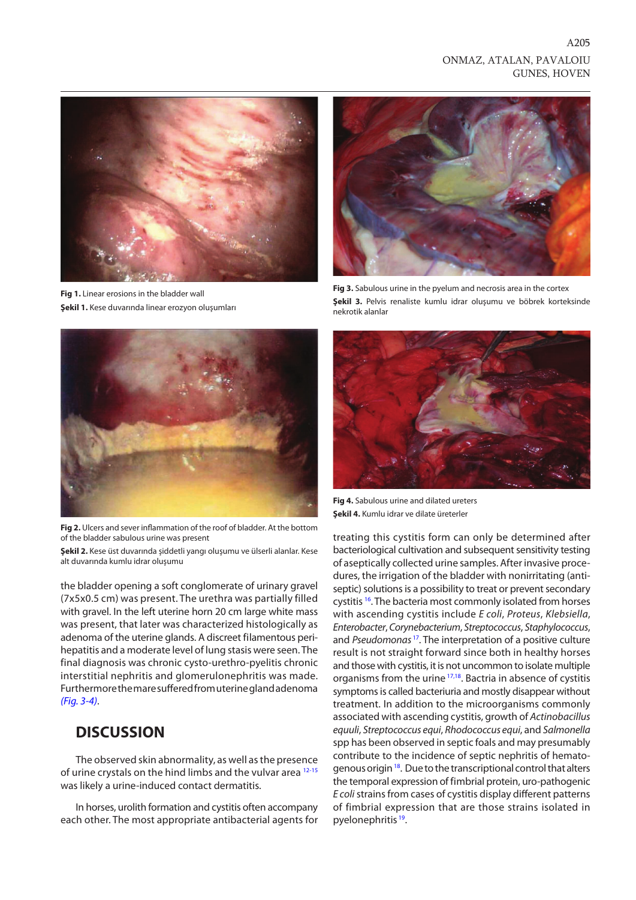**Fig 1.** Linear erosions in the bladder wall

**Şekil 1.** Kese duvarında linear erozyon oluşumları

**Fig 3.** Sabulous urine in the pyelum and necrosis area in the cortex

**Şekil 3.** Pelvis renaliste kumlu idrar oluşumu ve böbrek korteksinde nekrotik alanlar

**Fig 2.** Ulcers and sever inflammation of the roof of bladder. At the bottom of the bladder sabulous urine was present

**Şekil 2.** Kese üst duvarında şiddetli yangı oluşumu ve ülserli alanlar. Kese alt duvarında kumlu idrar oluşumu

**Fig 4.** Sabulous urine and dilated ureters

**Şekil 4.** Kumlu idrar ve dilate üreterler

the bladder opening a soft conglomerate of urinary gravel (7x5x0.5 cm) was present. The urethra was partially filled with gravel. In the left uterine horn 20 cm large white mass was present, that later was characterized histologically as adenoma of the uterine glands. A discreet filamentous perihepatitis and a moderate level of lung stasis were seen. The final diagnosis was chronic cysto-urethro-pyelitis chronic interstitial nephritis and glomerulonephritis was made. Furthermore the mare suffered from uterine gland adenoma *(Fig. 3-4)*.

## DISCUSSION

The observed skin abnormality, as well as the presence of urine crystals on the hind limbs and the vulvar area [12-15] was likely a urine-induced contact dermatitis.

In horses, urolith formation and cystitis often accompany each other. The most appropriate antibacterial agents for treating this cystitis form can only be determined after bacteriological cultivation and subsequent sensitivity testing of aseptically collected urine samples. After invasive procedures, the irrigation of the bladder with nonirritating (antiseptic) solutions is a possibility to treat or prevent secondary cystitis [16]. The bacteria most commonly isolated from horses with ascending cystitis include *E coli*, *Proteus*, *Klebsiella*, *Enterobacter*, *Corynebacterium*, *Streptococcus*, *Staphylococcus*, and *Pseudomonas* [17]. The interpretation of a positive culture result is not straight forward since both in healthy horses and those with cystitis, it is not uncommon to isolate multiple organisms from the urine [17,18]. Bactria in absence of cystitis symptoms is called bacteriuria and mostly disappear without treatment. In addition to the microorganisms commonly associated with ascending cystitis, growth of *Actinobacillus equuli*, *Streptococcus equi*, *Rhodococcus equi*, and *Salmonella* spp has been observed in septic foals and may presumably contribute to the incidence of septic nephritis of hematogenous origin [18]. Due to the transcriptional control that alters the temporal expression of fimbrial protein, uro-pathogenic *E coli* strains from cases of cystitis display different patterns of fimbrial expression that are those strains isolated in pyelonephritis [19].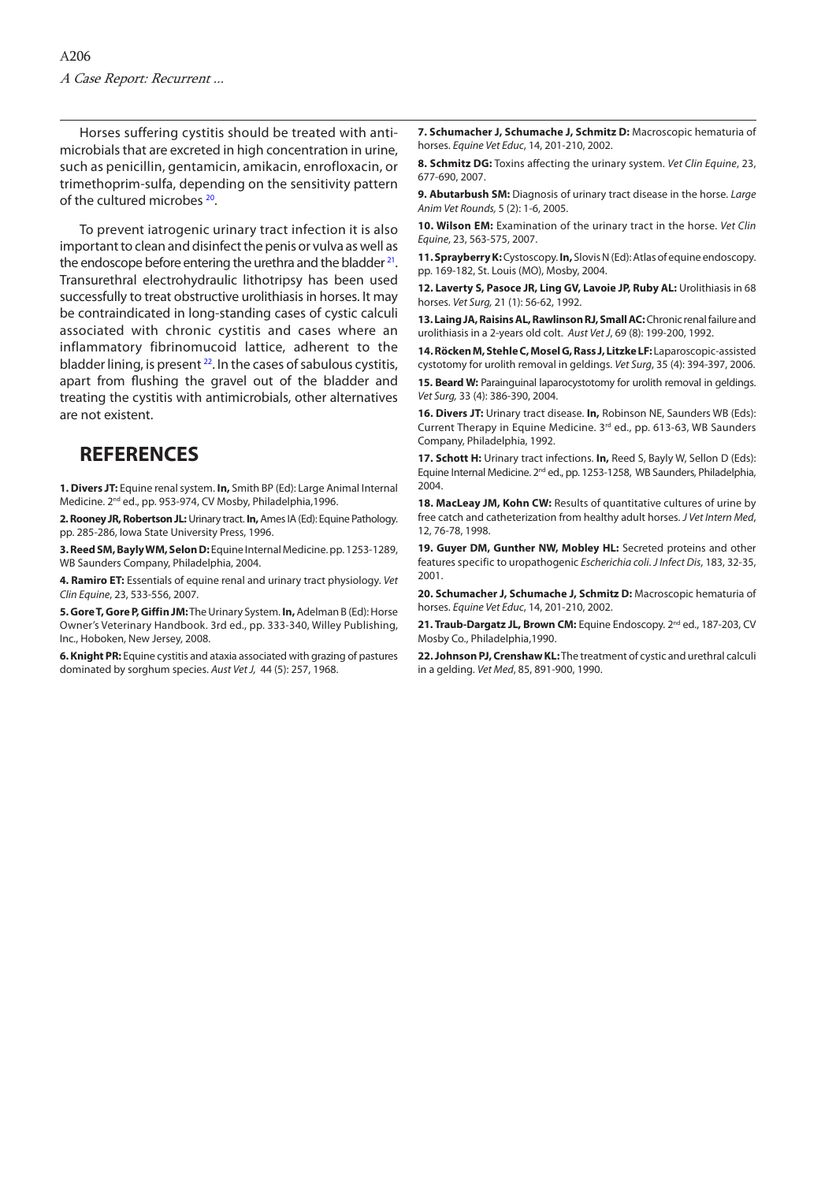Horses suffering cystitis should be treated with antimicrobials that are excreted in high concentration in urine, such as penicillin, gentamicin, amikacin, enrofloxacin, or trimethoprim-sulfa, depending on the sensitivity pattern of the cultured microbes [20].

To prevent iatrogenic urinary tract infection it is also important to clean and disinfect the penis or vulva as well as the endoscope before entering the urethra and the bladder [21]. Transurethral electrohydraulic lithotripsy has been used successfully to treat obstructive urolithiasis in horses. It may be contraindicated in long-standing cases of cystic calculi associated with chronic cystitis and cases where an inflammatory fibrinomucoid lattice, adherent to the bladder lining, is present [22]. In the cases of sabulous cystitis, apart from flushing the gravel out of the bladder and treating the cystitis with antimicrobials, other alternatives are not existent.

## REFERENCES

**1. Divers JT:** Equine renal system. **In,** Smith BP (Ed): Large Animal Internal Medicine. 2nd ed., pp. 953-974, CV Mosby, Philadelphia,1996.

**2. Rooney JR, Robertson JL:** Urinary tract. **In,** Ames IA (Ed): Equine Pathology. pp. 285-286, Iowa State University Press, 1996.

**3. Reed SM, Bayly WM, Selon D:** Equine Internal Medicine. pp. 1253-1289, WB Saunders Company, Philadelphia, 2004.

**4. Ramiro ET:** Essentials of equine renal and urinary tract physiology. *Vet Clin Equine*, 23, 533-556, 2007.

**5. Gore T, Gore P, Giffin JM:** The Urinary System. **In,** Adelman B (Ed): Horse Owner's Veterinary Handbook. 3rd ed., pp. 333-340, Willey Publishing, Inc., Hoboken, New Jersey, 2008.

**6. Knight PR:** Equine cystitis and ataxia associated with grazing of pastures dominated by sorghum species. *Aust Vet J,* 44 (5): 257, 1968.

**7. Schumacher J, Schumache J, Schmitz D:** Macroscopic hematuria of horses. *Equine Vet Educ*, 14, 201-210, 2002.

**8. Schmitz DG:** Toxins affecting the urinary system. *Vet Clin Equine*, 23, 677-690, 2007.

**9. Abutarbush SM:** Diagnosis of urinary tract disease in the horse. *Large Anim Vet Rounds,* 5 (2): 1-6, 2005.

**10. Wilson EM:** Examination of the urinary tract in the horse. *Vet Clin Equine*, 23, 563-575, 2007.

**11. Sprayberry K:** Cystoscopy. **In,** Slovis N (Ed): Atlas of equine endoscopy. pp. 169-182, St. Louis (MO), Mosby, 2004.

**12. Laverty S, Pasoce JR, Ling GV, Lavoie JP, Ruby AL:** Urolithiasis in 68 horses. *Vet Surg,* 21 (1): 56-62, 1992.

**13. Laing JA, Raisins AL, Rawlinson RJ, Small AC:** Chronic renal failure and urolithiasis in a 2-years old colt. *Aust Vet J*, 69 (8): 199-200, 1992.

**14. Röcken M, Stehle C, Mosel G, Rass J, Litzke LF:** Laparoscopic-assisted cystotomy for urolith removal in geldings. *Vet Surg*, 35 (4): 394-397, 2006.

**15. Beard W:** Parainguinal laparocystotomy for urolith removal in geldings. *Vet Surg,* 33 (4): 386-390, 2004.

**16. Divers JT:** Urinary tract disease. **In,** Robinson NE, Saunders WB (Eds): Current Therapy in Equine Medicine. 3rd ed., pp. 613-63, WB Saunders Company, Philadelphia, 1992.

**17. Schott H:** Urinary tract infections. **In,** Reed S, Bayly W, Sellon D (Eds): Equine Internal Medicine. 2nd ed., pp. 1253-1258, WB Saunders, Philadelphia, 2004.

**18. MacLeay JM, Kohn CW:** Results of quantitative cultures of urine by free catch and catheterization from healthy adult horses. *J Vet Intern Med*, 12, 76-78, 1998.

**19. Guyer DM, Gunther NW, Mobley HL:** Secreted proteins and other features specific to uropathogenic *Escherichia coli*. *J Infect Dis*, 183, 32-35, 2001.

**20. Schumacher J, Schumache J, Schmitz D:** Macroscopic hematuria of horses. *Equine Vet Educ*, 14, 201-210, 2002.

**21. Traub-Dargatz JL, Brown CM:** Equine Endoscopy. 2nd ed., 187-203, CV Mosby Co., Philadelphia,1990.

**22. Johnson PJ, Crenshaw KL:** The treatment of cystic and urethral calculi in a gelding. *Vet Med*, 85, 891-900, 1990.